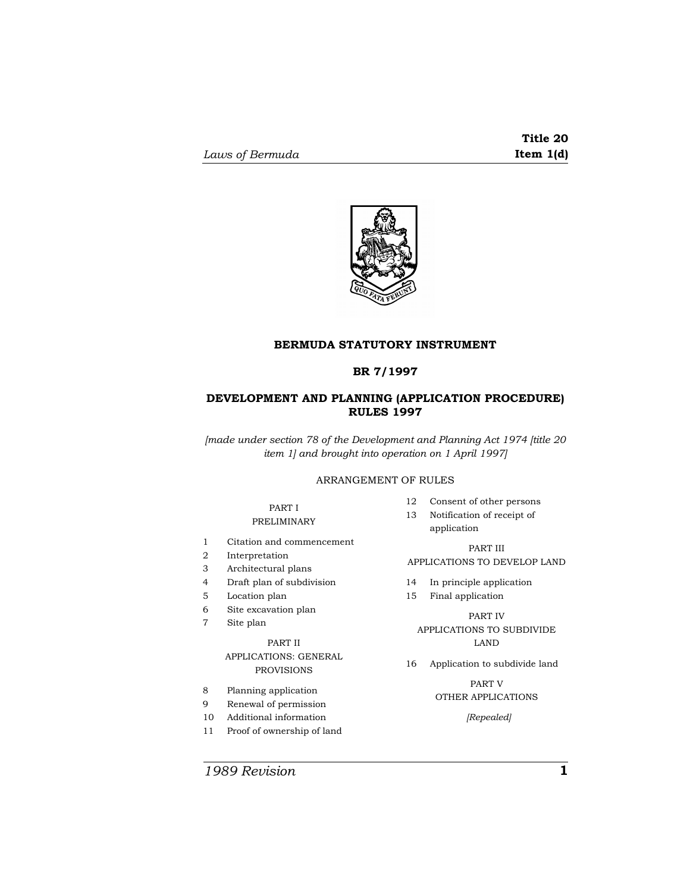# BERMUDA STATUTORY INSTRUMENT

## BR 7/1997

## DEVELOPMENT AND PLANNING (APPLICATION PROCEDURE) RULES 1997

*[made under section 78 of the Development and Planning Act 1974 [title 20 item 1] and brought into operation on 1 April 1997]*

ARRANGEMENT OF RULES

PART I
PRELIMINARY

1 Citation and commencement
2 Interpretation
3 Architectural plans
4 Draft plan of subdivision
5 Location plan
6 Site excavation plan
7 Site plan

PART II
APPLICATIONS: GENERAL PROVISIONS

8 Planning application
9 Renewal of permission
10 Additional information
11 Proof of ownership of land
12 Consent of other persons
13 Notification of receipt of application

PART III
APPLICATIONS TO DEVELOP LAND

14 In principle application
15 Final application

PART IV
APPLICATIONS TO SUBDIVIDE LAND

16 Application to subdivide land

PART V
OTHER APPLICATIONS

*[Repealed]*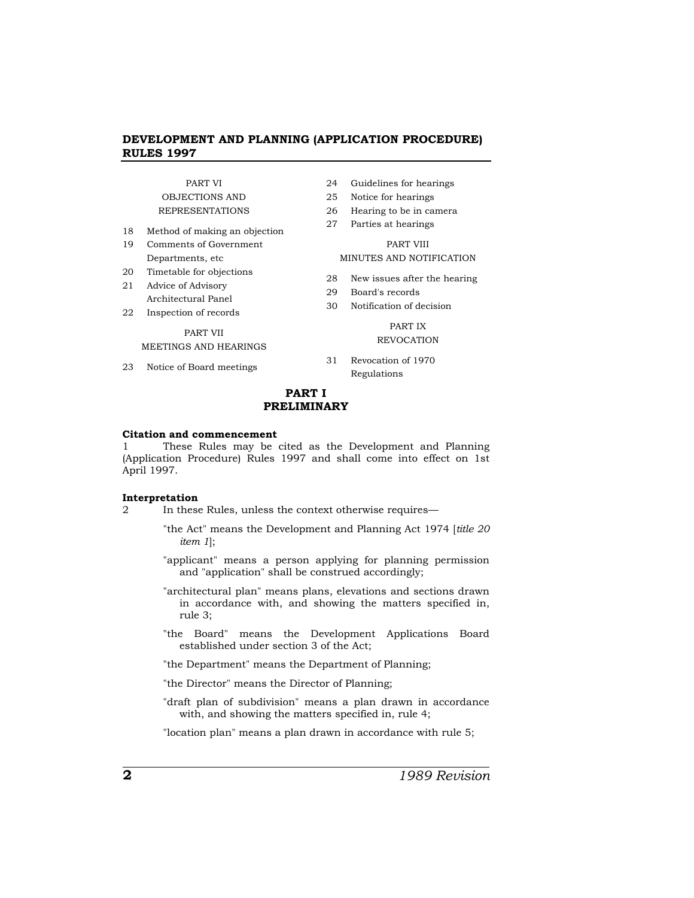PART VI
OBJECTIONS AND REPRESENTATIONS

18 Method of making an objection
19 Comments of Government Departments, etc
20 Timetable for objections
21 Advice of Advisory Architectural Panel
22 Inspection of records

PART VII
MEETINGS AND HEARINGS

23 Notice of Board meetings
24 Guidelines for hearings
25 Notice for hearings
26 Hearing to be in camera
27 Parties at hearings

PART VIII
MINUTES AND NOTIFICATION

28 New issues after the hearing
29 Board's records
30 Notification of decision

PART IX
REVOCATION

31 Revocation of 1970 Regulations

## PART I
## PRELIMINARY

**Citation and commencement**

1 These Rules may be cited as the Development and Planning (Application Procedure) Rules 1997 and shall come into effect on 1st April 1997.

**Interpretation**

2 In these Rules, unless the context otherwise requires—

"the Act" means the Development and Planning Act 1974 [*title 20 item 1*];

"applicant" means a person applying for planning permission and "application" shall be construed accordingly;

"architectural plan" means plans, elevations and sections drawn in accordance with, and showing the matters specified in, rule 3;

"the Board" means the Development Applications Board established under section 3 of the Act;

"the Department" means the Department of Planning;

"the Director" means the Director of Planning;

"draft plan of subdivision" means a plan drawn in accordance with, and showing the matters specified in, rule 4;

"location plan" means a plan drawn in accordance with rule 5;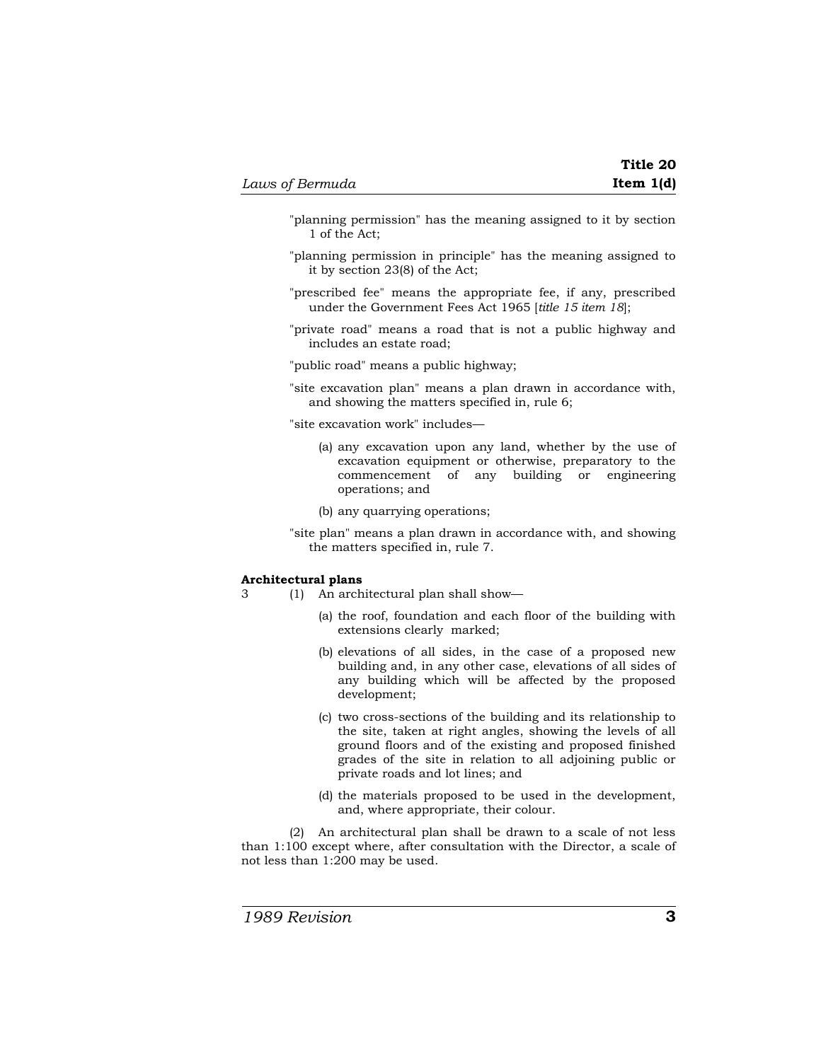"planning permission" has the meaning assigned to it by section 1 of the Act;

"planning permission in principle" has the meaning assigned to it by section 23(8) of the Act;

"prescribed fee" means the appropriate fee, if any, prescribed under the Government Fees Act 1965 [*title 15 item 18*];

"private road" means a road that is not a public highway and includes an estate road;

"public road" means a public highway;

"site excavation plan" means a plan drawn in accordance with, and showing the matters specified in, rule 6;

"site excavation work" includes—

(a) any excavation upon any land, whether by the use of excavation equipment or otherwise, preparatory to the commencement of any building or engineering operations; and

(b) any quarrying operations;

"site plan" means a plan drawn in accordance with, and showing the matters specified in, rule 7.

**Architectural plans**

3 (1) An architectural plan shall show—

(a) the roof, foundation and each floor of the building with extensions clearly marked;

(b) elevations of all sides, in the case of a proposed new building and, in any other case, elevations of all sides of any building which will be affected by the proposed development;

(c) two cross-sections of the building and its relationship to the site, taken at right angles, showing the levels of all ground floors and of the existing and proposed finished grades of the site in relation to all adjoining public or private roads and lot lines; and

(d) the materials proposed to be used in the development, and, where appropriate, their colour.

(2) An architectural plan shall be drawn to a scale of not less than 1:100 except where, after consultation with the Director, a scale of not less than 1:200 may be used.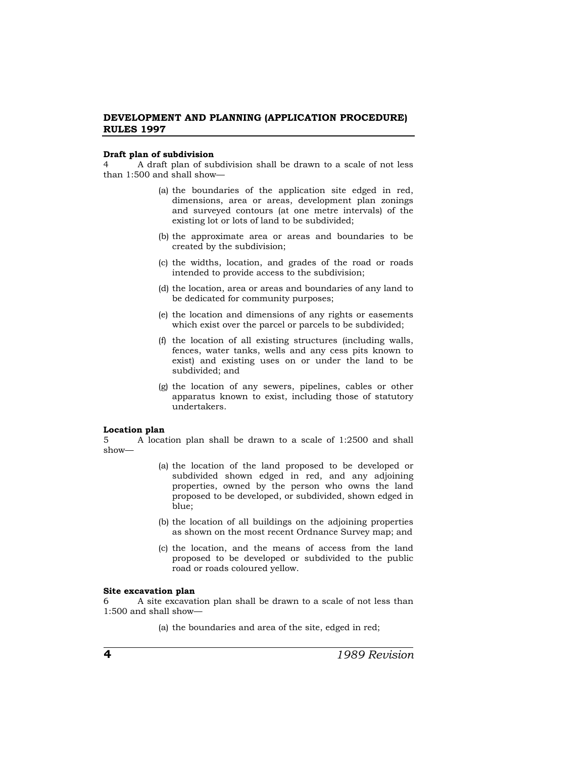**Draft plan of subdivision**

4 A draft plan of subdivision shall be drawn to a scale of not less than 1:500 and shall show—

(a) the boundaries of the application site edged in red, dimensions, area or areas, development plan zonings and surveyed contours (at one metre intervals) of the existing lot or lots of land to be subdivided;

(b) the approximate area or areas and boundaries to be created by the subdivision;

(c) the widths, location, and grades of the road or roads intended to provide access to the subdivision;

(d) the location, area or areas and boundaries of any land to be dedicated for community purposes;

(e) the location and dimensions of any rights or easements which exist over the parcel or parcels to be subdivided;

(f) the location of all existing structures (including walls, fences, water tanks, wells and any cess pits known to exist) and existing uses on or under the land to be subdivided; and

(g) the location of any sewers, pipelines, cables or other apparatus known to exist, including those of statutory undertakers.

**Location plan**

5 A location plan shall be drawn to a scale of 1:2500 and shall show—

(a) the location of the land proposed to be developed or subdivided shown edged in red, and any adjoining properties, owned by the person who owns the land proposed to be developed, or subdivided, shown edged in blue;

(b) the location of all buildings on the adjoining properties as shown on the most recent Ordnance Survey map; and

(c) the location, and the means of access from the land proposed to be developed or subdivided to the public road or roads coloured yellow.

**Site excavation plan**

6 A site excavation plan shall be drawn to a scale of not less than 1:500 and shall show—

(a) the boundaries and area of the site, edged in red;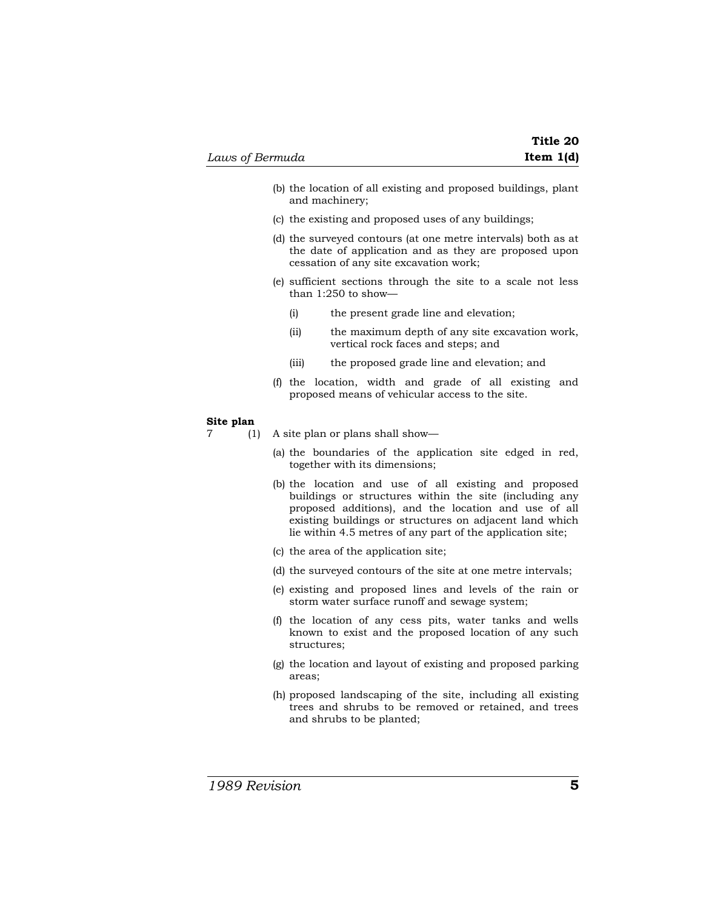(b) the location of all existing and proposed buildings, plant and machinery;

(c) the existing and proposed uses of any buildings;

(d) the surveyed contours (at one metre intervals) both as at the date of application and as they are proposed upon cessation of any site excavation work;

(e) sufficient sections through the site to a scale not less than 1:250 to show—

  (i) the present grade line and elevation;

  (ii) the maximum depth of any site excavation work, vertical rock faces and steps; and

  (iii) the proposed grade line and elevation; and

(f) the location, width and grade of all existing and proposed means of vehicular access to the site.

**Site plan**

7 (1) A site plan or plans shall show—

(a) the boundaries of the application site edged in red, together with its dimensions;

(b) the location and use of all existing and proposed buildings or structures within the site (including any proposed additions), and the location and use of all existing buildings or structures on adjacent land which lie within 4.5 metres of any part of the application site;

(c) the area of the application site;

(d) the surveyed contours of the site at one metre intervals;

(e) existing and proposed lines and levels of the rain or storm water surface runoff and sewage system;

(f) the location of any cess pits, water tanks and wells known to exist and the proposed location of any such structures;

(g) the location and layout of existing and proposed parking areas;

(h) proposed landscaping of the site, including all existing trees and shrubs to be removed or retained, and trees and shrubs to be planted;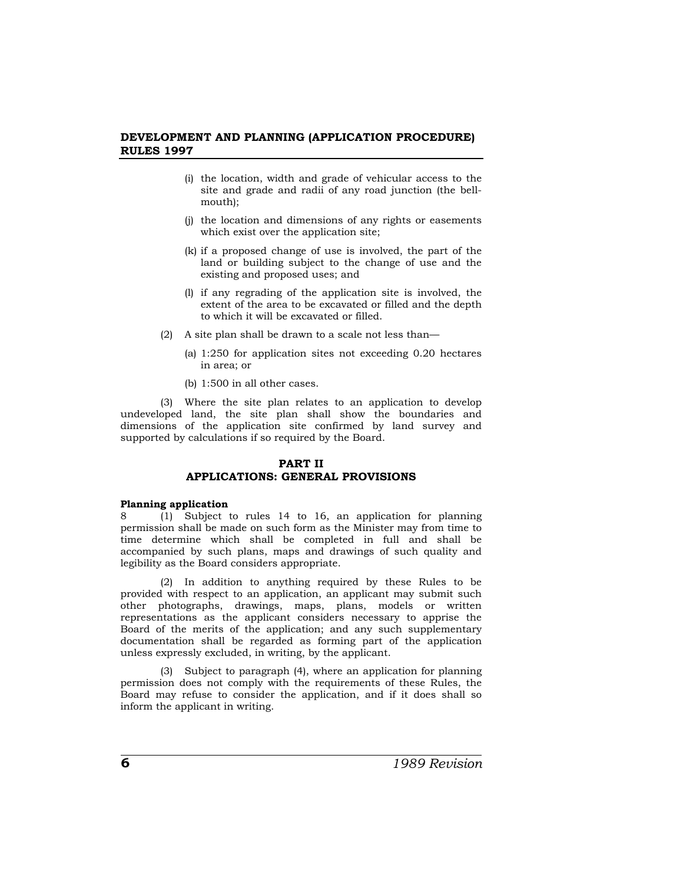(i) the location, width and grade of vehicular access to the site and grade and radii of any road junction (the bell-mouth);

(j) the location and dimensions of any rights or easements which exist over the application site;

(k) if a proposed change of use is involved, the part of the land or building subject to the change of use and the existing and proposed uses; and

(l) if any regrading of the application site is involved, the extent of the area to be excavated or filled and the depth to which it will be excavated or filled.

(2) A site plan shall be drawn to a scale not less than—

(a) 1:250 for application sites not exceeding 0.20 hectares in area; or

(b) 1:500 in all other cases.

(3) Where the site plan relates to an application to develop undeveloped land, the site plan shall show the boundaries and dimensions of the application site confirmed by land survey and supported by calculations if so required by the Board.

## PART II
## APPLICATIONS: GENERAL PROVISIONS

**Planning application**

8 (1) Subject to rules 14 to 16, an application for planning permission shall be made on such form as the Minister may from time to time determine which shall be completed in full and shall be accompanied by such plans, maps and drawings of such quality and legibility as the Board considers appropriate.

(2) In addition to anything required by these Rules to be provided with respect to an application, an applicant may submit such other photographs, drawings, maps, plans, models or written representations as the applicant considers necessary to apprise the Board of the merits of the application; and any such supplementary documentation shall be regarded as forming part of the application unless expressly excluded, in writing, by the applicant.

(3) Subject to paragraph (4), where an application for planning permission does not comply with the requirements of these Rules, the Board may refuse to consider the application, and if it does shall so inform the applicant in writing.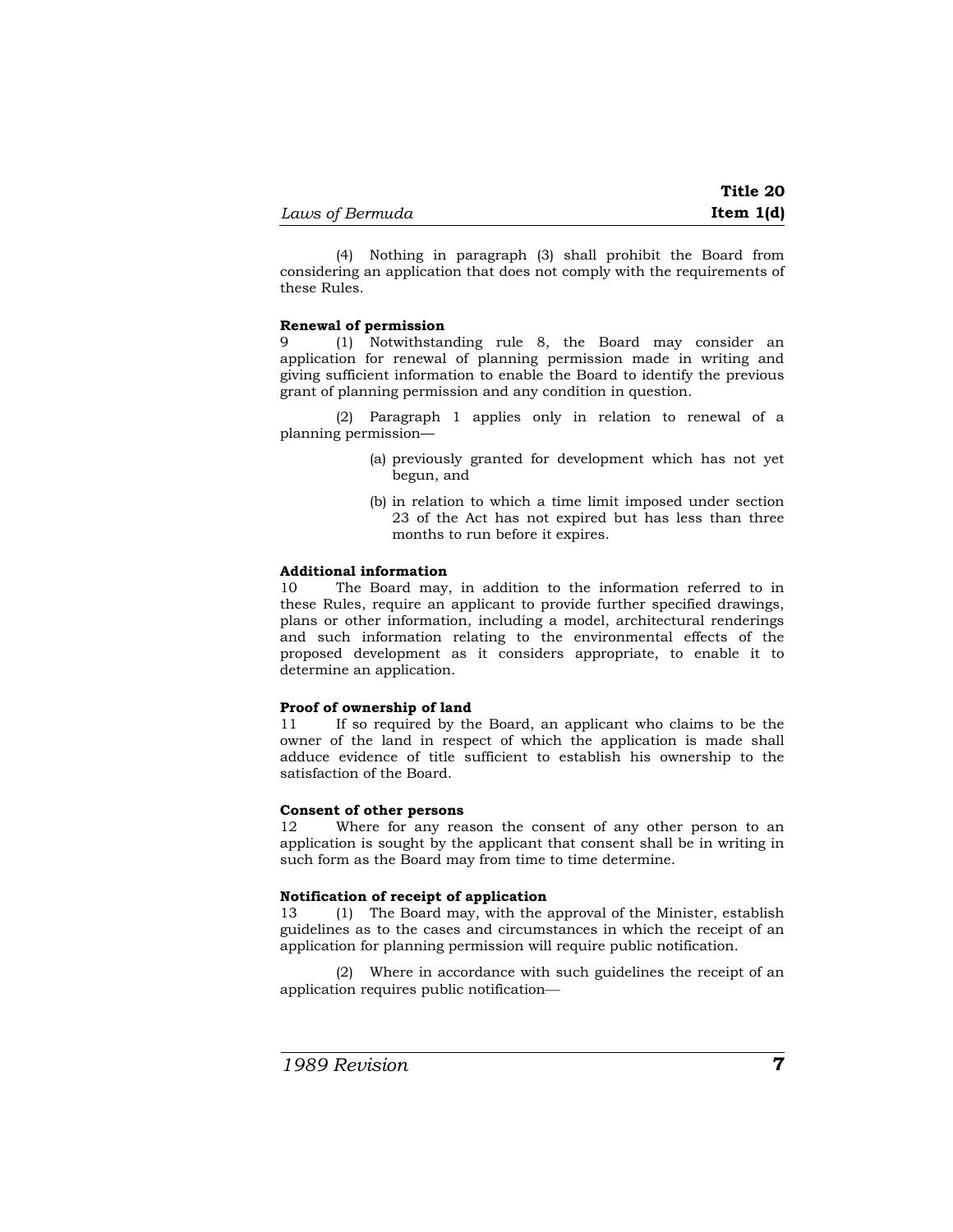(4) Nothing in paragraph (3) shall prohibit the Board from considering an application that does not comply with the requirements of these Rules.

**Renewal of permission**

9 (1) Notwithstanding rule 8, the Board may consider an application for renewal of planning permission made in writing and giving sufficient information to enable the Board to identify the previous grant of planning permission and any condition in question.

(2) Paragraph 1 applies only in relation to renewal of a planning permission—

(a) previously granted for development which has not yet begun, and

(b) in relation to which a time limit imposed under section 23 of the Act has not expired but has less than three months to run before it expires.

**Additional information**

10 The Board may, in addition to the information referred to in these Rules, require an applicant to provide further specified drawings, plans or other information, including a model, architectural renderings and such information relating to the environmental effects of the proposed development as it considers appropriate, to enable it to determine an application.

**Proof of ownership of land**

11 If so required by the Board, an applicant who claims to be the owner of the land in respect of which the application is made shall adduce evidence of title sufficient to establish his ownership to the satisfaction of the Board.

**Consent of other persons**

12 Where for any reason the consent of any other person to an application is sought by the applicant that consent shall be in writing in such form as the Board may from time to time determine.

**Notification of receipt of application**

13 (1) The Board may, with the approval of the Minister, establish guidelines as to the cases and circumstances in which the receipt of an application for planning permission will require public notification.

(2) Where in accordance with such guidelines the receipt of an application requires public notification—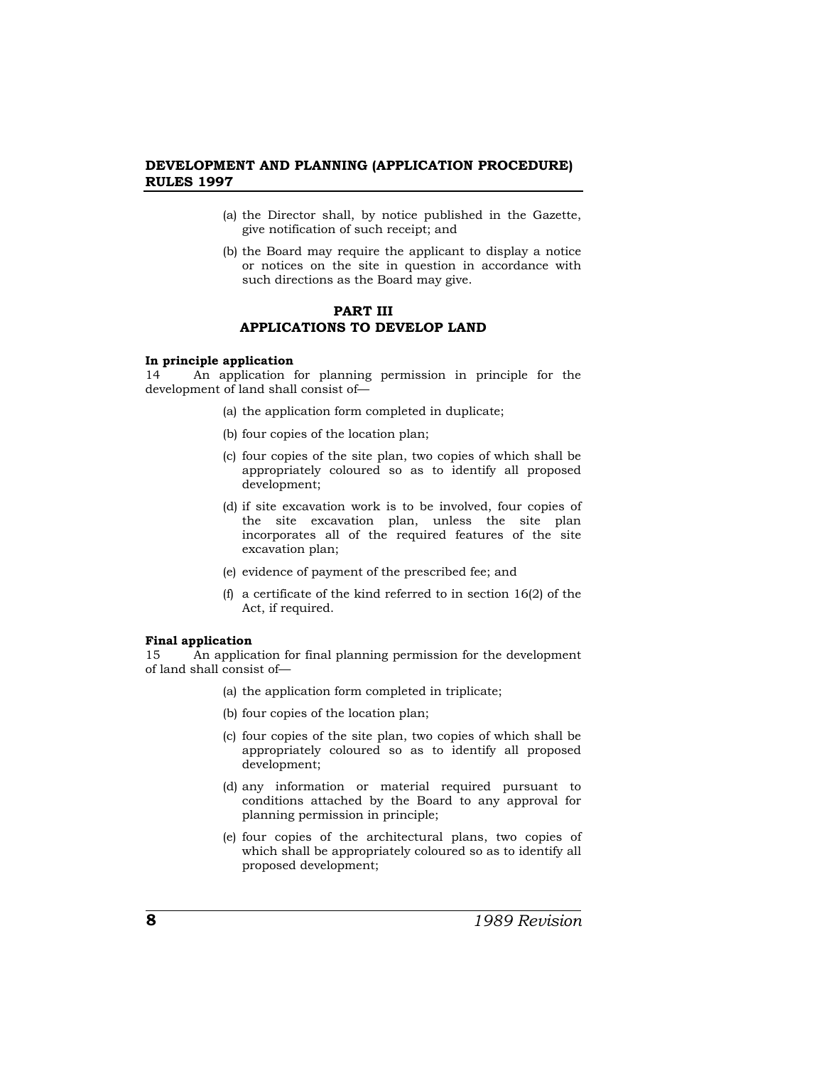(a) the Director shall, by notice published in the Gazette, give notification of such receipt; and

(b) the Board may require the applicant to display a notice or notices on the site in question in accordance with such directions as the Board may give.

## PART III
## APPLICATIONS TO DEVELOP LAND

**In principle application**

14 An application for planning permission in principle for the development of land shall consist of—

(a) the application form completed in duplicate;

(b) four copies of the location plan;

(c) four copies of the site plan, two copies of which shall be appropriately coloured so as to identify all proposed development;

(d) if site excavation work is to be involved, four copies of the site excavation plan, unless the site plan incorporates all of the required features of the site excavation plan;

(e) evidence of payment of the prescribed fee; and

(f) a certificate of the kind referred to in section 16(2) of the Act, if required.

**Final application**

15 An application for final planning permission for the development of land shall consist of—

(a) the application form completed in triplicate;

(b) four copies of the location plan;

(c) four copies of the site plan, two copies of which shall be appropriately coloured so as to identify all proposed development;

(d) any information or material required pursuant to conditions attached by the Board to any approval for planning permission in principle;

(e) four copies of the architectural plans, two copies of which shall be appropriately coloured so as to identify all proposed development;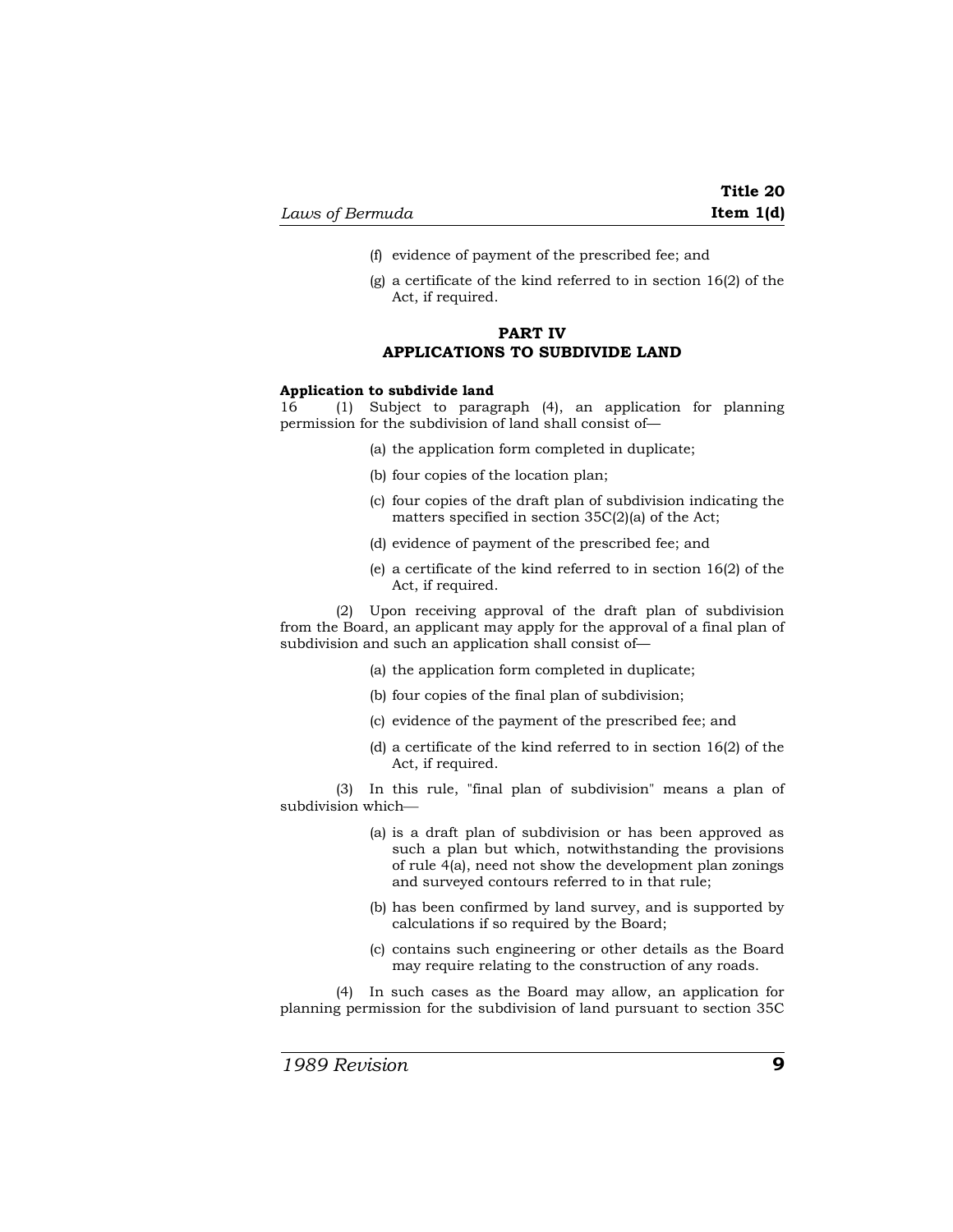(f) evidence of payment of the prescribed fee; and

(g) a certificate of the kind referred to in section 16(2) of the Act, if required.

## PART IV
## APPLICATIONS TO SUBDIVIDE LAND

**Application to subdivide land**

16 (1) Subject to paragraph (4), an application for planning permission for the subdivision of land shall consist of—

(a) the application form completed in duplicate;

(b) four copies of the location plan;

(c) four copies of the draft plan of subdivision indicating the matters specified in section 35C(2)(a) of the Act;

(d) evidence of payment of the prescribed fee; and

(e) a certificate of the kind referred to in section 16(2) of the Act, if required.

(2) Upon receiving approval of the draft plan of subdivision from the Board, an applicant may apply for the approval of a final plan of subdivision and such an application shall consist of—

(a) the application form completed in duplicate;

(b) four copies of the final plan of subdivision;

(c) evidence of the payment of the prescribed fee; and

(d) a certificate of the kind referred to in section 16(2) of the Act, if required.

(3) In this rule, "final plan of subdivision" means a plan of subdivision which—

(a) is a draft plan of subdivision or has been approved as such a plan but which, notwithstanding the provisions of rule 4(a), need not show the development plan zonings and surveyed contours referred to in that rule;

(b) has been confirmed by land survey, and is supported by calculations if so required by the Board;

(c) contains such engineering or other details as the Board may require relating to the construction of any roads.

(4) In such cases as the Board may allow, an application for planning permission for the subdivision of land pursuant to section 35C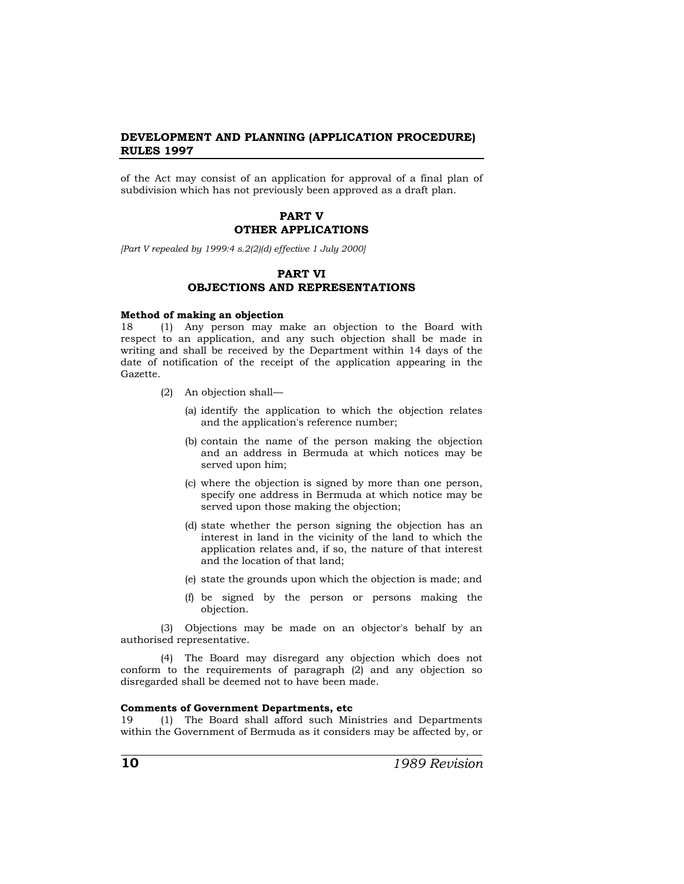of the Act may consist of an application for approval of a final plan of subdivision which has not previously been approved as a draft plan.

## PART V
## OTHER APPLICATIONS

*[Part V repealed by 1999:4 s.2(2)(d) effective 1 July 2000]*

## PART VI
## OBJECTIONS AND REPRESENTATIONS

**Method of making an objection**

18 (1) Any person may make an objection to the Board with respect to an application, and any such objection shall be made in writing and shall be received by the Department within 14 days of the date of notification of the receipt of the application appearing in the Gazette.

(2) An objection shall—

(a) identify the application to which the objection relates and the application's reference number;

(b) contain the name of the person making the objection and an address in Bermuda at which notices may be served upon him;

(c) where the objection is signed by more than one person, specify one address in Bermuda at which notice may be served upon those making the objection;

(d) state whether the person signing the objection has an interest in land in the vicinity of the land to which the application relates and, if so, the nature of that interest and the location of that land;

(e) state the grounds upon which the objection is made; and

(f) be signed by the person or persons making the objection.

(3) Objections may be made on an objector's behalf by an authorised representative.

(4) The Board may disregard any objection which does not conform to the requirements of paragraph (2) and any objection so disregarded shall be deemed not to have been made.

**Comments of Government Departments, etc**

19 (1) The Board shall afford such Ministries and Departments within the Government of Bermuda as it considers may be affected by, or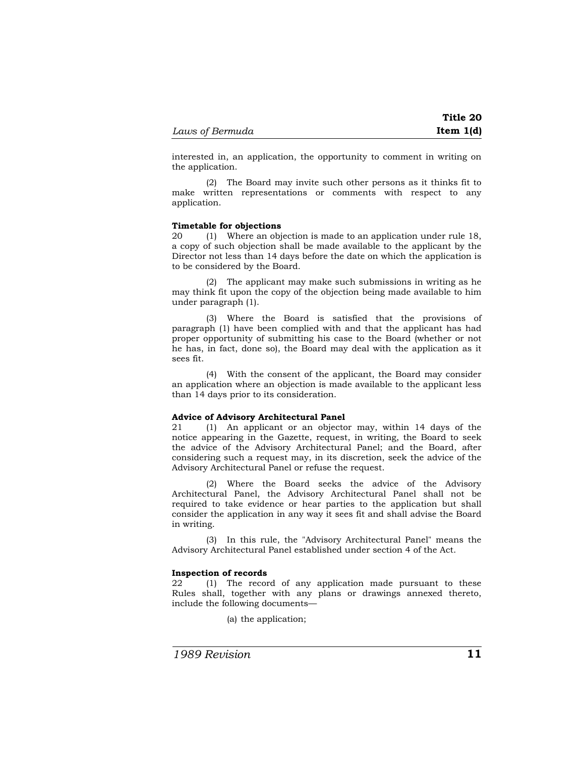interested in, an application, the opportunity to comment in writing on the application.

(2) The Board may invite such other persons as it thinks fit to make written representations or comments with respect to any application.

**Timetable for objections**

20 (1) Where an objection is made to an application under rule 18, a copy of such objection shall be made available to the applicant by the Director not less than 14 days before the date on which the application is to be considered by the Board.

(2) The applicant may make such submissions in writing as he may think fit upon the copy of the objection being made available to him under paragraph (1).

(3) Where the Board is satisfied that the provisions of paragraph (1) have been complied with and that the applicant has had proper opportunity of submitting his case to the Board (whether or not he has, in fact, done so), the Board may deal with the application as it sees fit.

(4) With the consent of the applicant, the Board may consider an application where an objection is made available to the applicant less than 14 days prior to its consideration.

**Advice of Advisory Architectural Panel**

21 (1) An applicant or an objector may, within 14 days of the notice appearing in the Gazette, request, in writing, the Board to seek the advice of the Advisory Architectural Panel; and the Board, after considering such a request may, in its discretion, seek the advice of the Advisory Architectural Panel or refuse the request.

(2) Where the Board seeks the advice of the Advisory Architectural Panel, the Advisory Architectural Panel shall not be required to take evidence or hear parties to the application but shall consider the application in any way it sees fit and shall advise the Board in writing.

(3) In this rule, the "Advisory Architectural Panel" means the Advisory Architectural Panel established under section 4 of the Act.

**Inspection of records**

22 (1) The record of any application made pursuant to these Rules shall, together with any plans or drawings annexed thereto, include the following documents—

(a) the application;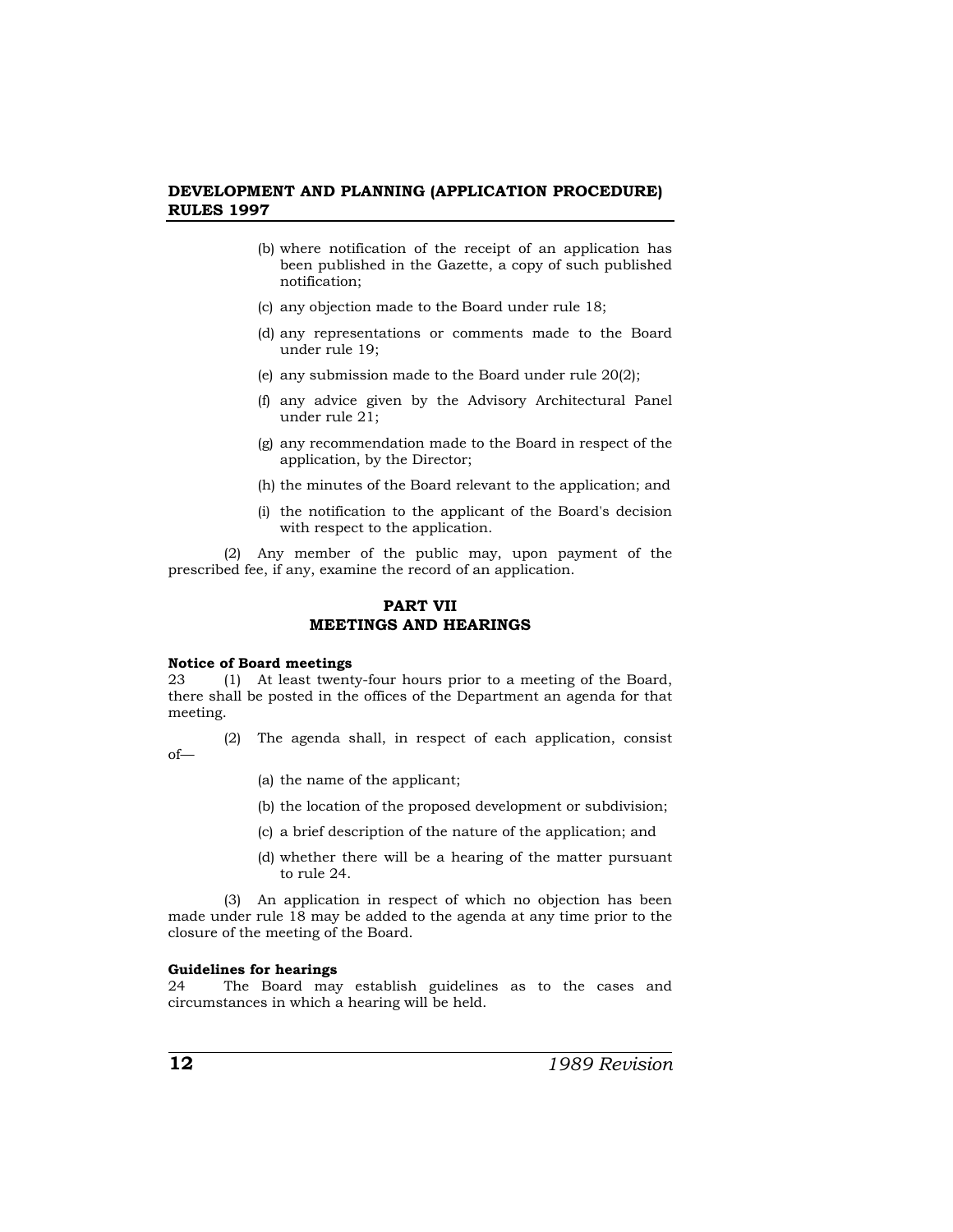(b) where notification of the receipt of an application has been published in the Gazette, a copy of such published notification;

(c) any objection made to the Board under rule 18;

(d) any representations or comments made to the Board under rule 19;

(e) any submission made to the Board under rule 20(2);

(f) any advice given by the Advisory Architectural Panel under rule 21;

(g) any recommendation made to the Board in respect of the application, by the Director;

(h) the minutes of the Board relevant to the application; and

(i) the notification to the applicant of the Board's decision with respect to the application.

(2) Any member of the public may, upon payment of the prescribed fee, if any, examine the record of an application.

## PART VII
## MEETINGS AND HEARINGS

**Notice of Board meetings**

23 (1) At least twenty-four hours prior to a meeting of the Board, there shall be posted in the offices of the Department an agenda for that meeting.

(2) The agenda shall, in respect of each application, consist of—

(a) the name of the applicant;

(b) the location of the proposed development or subdivision;

(c) a brief description of the nature of the application; and

(d) whether there will be a hearing of the matter pursuant to rule 24.

(3) An application in respect of which no objection has been made under rule 18 may be added to the agenda at any time prior to the closure of the meeting of the Board.

**Guidelines for hearings**

24 The Board may establish guidelines as to the cases and circumstances in which a hearing will be held.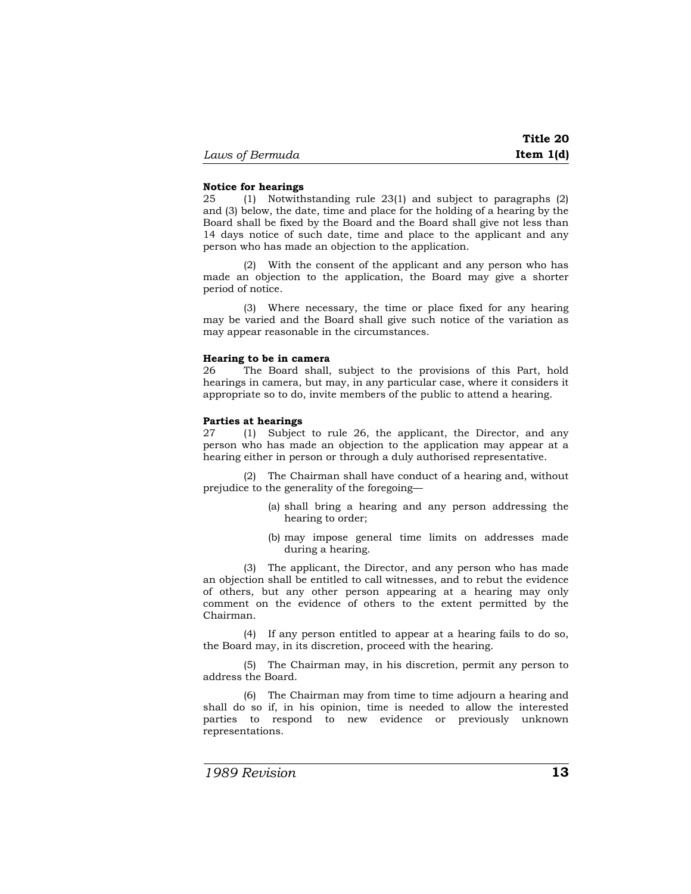**Notice for hearings**

25 (1) Notwithstanding rule 23(1) and subject to paragraphs (2) and (3) below, the date, time and place for the holding of a hearing by the Board shall be fixed by the Board and the Board shall give not less than 14 days notice of such date, time and place to the applicant and any person who has made an objection to the application.

(2) With the consent of the applicant and any person who has made an objection to the application, the Board may give a shorter period of notice.

(3) Where necessary, the time or place fixed for any hearing may be varied and the Board shall give such notice of the variation as may appear reasonable in the circumstances.

**Hearing to be in camera**

26 The Board shall, subject to the provisions of this Part, hold hearings in camera, but may, in any particular case, where it considers it appropriate so to do, invite members of the public to attend a hearing.

**Parties at hearings**

27 (1) Subject to rule 26, the applicant, the Director, and any person who has made an objection to the application may appear at a hearing either in person or through a duly authorised representative.

(2) The Chairman shall have conduct of a hearing and, without prejudice to the generality of the foregoing—

(a) shall bring a hearing and any person addressing the hearing to order;

(b) may impose general time limits on addresses made during a hearing.

(3) The applicant, the Director, and any person who has made an objection shall be entitled to call witnesses, and to rebut the evidence of others, but any other person appearing at a hearing may only comment on the evidence of others to the extent permitted by the Chairman.

(4) If any person entitled to appear at a hearing fails to do so, the Board may, in its discretion, proceed with the hearing.

(5) The Chairman may, in his discretion, permit any person to address the Board.

(6) The Chairman may from time to time adjourn a hearing and shall do so if, in his opinion, time is needed to allow the interested parties to respond to new evidence or previously unknown representations.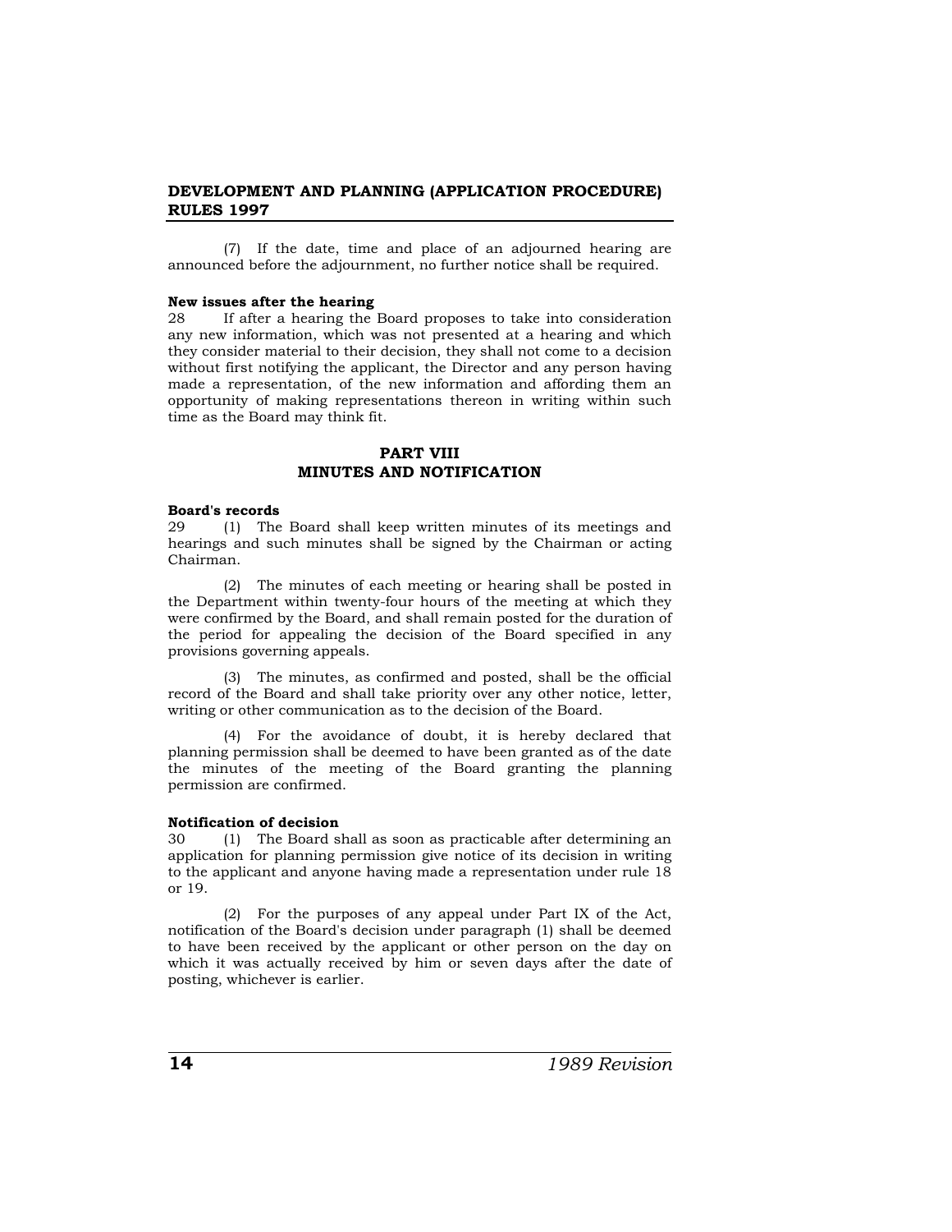(7) If the date, time and place of an adjourned hearing are announced before the adjournment, no further notice shall be required.

**New issues after the hearing**

28 If after a hearing the Board proposes to take into consideration any new information, which was not presented at a hearing and which they consider material to their decision, they shall not come to a decision without first notifying the applicant, the Director and any person having made a representation, of the new information and affording them an opportunity of making representations thereon in writing within such time as the Board may think fit.

## PART VIII
## MINUTES AND NOTIFICATION

**Board's records**

29 (1) The Board shall keep written minutes of its meetings and hearings and such minutes shall be signed by the Chairman or acting Chairman.

(2) The minutes of each meeting or hearing shall be posted in the Department within twenty-four hours of the meeting at which they were confirmed by the Board, and shall remain posted for the duration of the period for appealing the decision of the Board specified in any provisions governing appeals.

(3) The minutes, as confirmed and posted, shall be the official record of the Board and shall take priority over any other notice, letter, writing or other communication as to the decision of the Board.

(4) For the avoidance of doubt, it is hereby declared that planning permission shall be deemed to have been granted as of the date the minutes of the meeting of the Board granting the planning permission are confirmed.

**Notification of decision**

30 (1) The Board shall as soon as practicable after determining an application for planning permission give notice of its decision in writing to the applicant and anyone having made a representation under rule 18 or 19.

(2) For the purposes of any appeal under Part IX of the Act, notification of the Board's decision under paragraph (1) shall be deemed to have been received by the applicant or other person on the day on which it was actually received by him or seven days after the date of posting, whichever is earlier.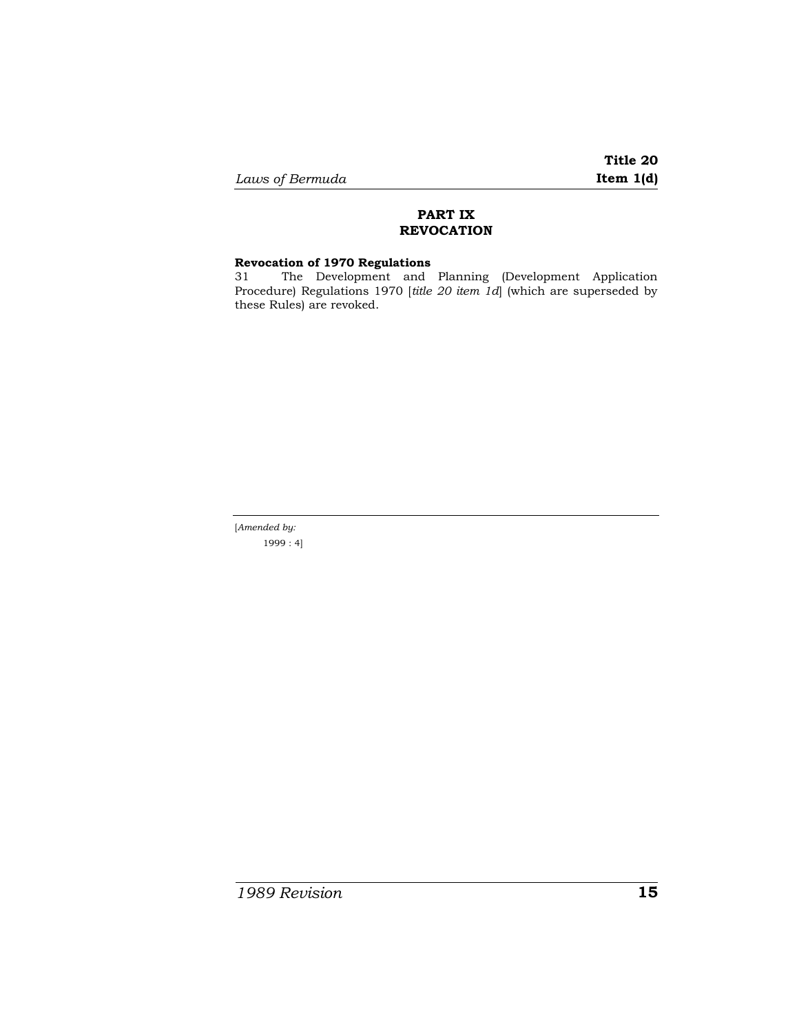## PART IX
## REVOCATION

**Revocation of 1970 Regulations**

31 The Development and Planning (Development Application Procedure) Regulations 1970 [*title 20 item 1d*] (which are superseded by these Rules) are revoked.

---

[*Amended by:*

1999 : 4]